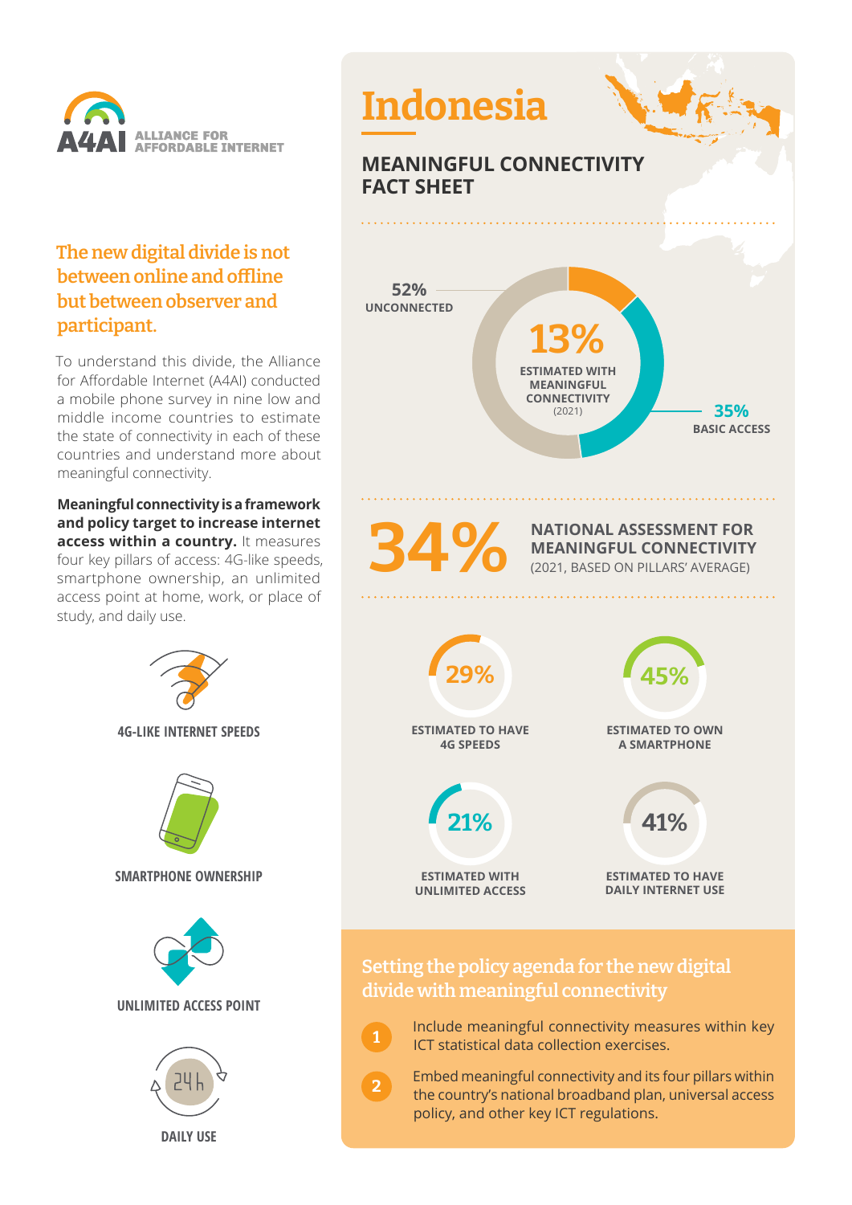A4AI ALLIANCE FOR AFFORDABLE INTERNET

# Indonesia

## MEANINGFUL CONNECTIVITY FACT SHEET

### The new digital divide is not between online and offline but between observer and participant.

To understand this divide, the Alliance for Affordable Internet (A4AI) conducted a mobile phone survey in nine low and middle income countries to estimate the state of connectivity in each of these countries and understand more about meaningful connectivity.

**Meaningful connectivity is a framework and policy target to increase internet access within a country.** It measures four key pillars of access: 4G-like speeds, smartphone ownership, an unlimited access point at home, work, or place of study, and daily use.

- 4G-LIKE INTERNET SPEEDS
- SMARTPHONE OWNERSHIP
- UNLIMITED ACCESS POINT
- DAILY USE

**52%** UNCONNECTED

**13%** ESTIMATED WITH MEANINGFUL CONNECTIVITY (2021)

**35%** BASIC ACCESS

**34%** NATIONAL ASSESSMENT FOR MEANINGFUL CONNECTIVITY (2021, BASED ON PILLARS' AVERAGE)

**29%** ESTIMATED TO HAVE 4G SPEEDS

**45%** ESTIMATED TO OWN A SMARTPHONE

**21%** ESTIMATED WITH UNLIMITED ACCESS

**41%** ESTIMATED TO HAVE DAILY INTERNET USE

### Setting the policy agenda for the new digital divide with meaningful connectivity

1. Include meaningful connectivity measures within key ICT statistical data collection exercises.
2. Embed meaningful connectivity and its four pillars within the country's national broadband plan, universal access policy, and other key ICT regulations.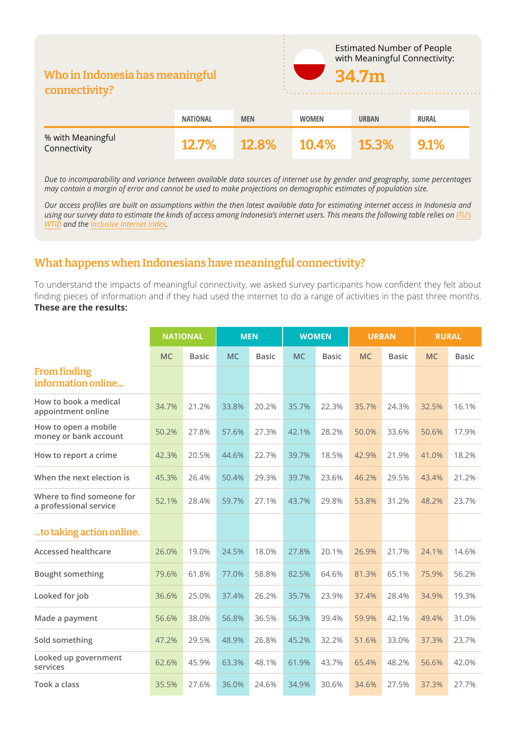## Who in Indonesia has meaningful connectivity?

Estimated Number of People with Meaningful Connectivity:

**34.7m**

| | NATIONAL | MEN | WOMEN | URBAN | RURAL |
|---|---|---|---|---|---|
| % with Meaningful Connectivity | 12.7% | 12.8% | 10.4% | 15.3% | 9.1% |

*Due to incomparability and variance between available data sources of internet use by gender and geography, some percentages may contain a margin of error and cannot be used to make projections on demographic estimates of population size.*

*Our access profiles are built on assumptions within the then latest available data for estimating internet access in Indonesia and using our survey data to estimate the kinds of access among Indonesia's internet users. This means the following table relies on ITU's WTID and the Inclusive Internet Index.*

## What happens when Indonesians have meaningful connectivity?

To understand the impacts of meaningful connectivity, we asked survey participants how confident they felt about finding pieces of information and if they had used the internet to do a range of activities in the past three months. **These are the results:**

| | NATIONAL | | MEN | | WOMEN | | URBAN | | RURAL | |
|---|---|---|---|---|---|---|---|---|---|---|
| | MC | Basic | MC | Basic | MC | Basic | MC | Basic | MC | Basic |
| **From finding information online...** | | | | | | | | | | |
| How to book a medical appointment online | 34.7% | 21.2% | 33.8% | 20.2% | 35.7% | 22.3% | 35.7% | 24.3% | 32.5% | 16.1% |
| How to open a mobile money or bank account | 50.2% | 27.8% | 57.6% | 27.3% | 42.1% | 28.2% | 50.0% | 33.6% | 50.6% | 17.9% |
| How to report a crime | 42.3% | 20.5% | 44.6% | 22.7% | 39.7% | 18.5% | 42.9% | 21.9% | 41.0% | 18.2% |
| When the next election is | 45.3% | 26.4% | 50.4% | 29.3% | 39.7% | 23.6% | 46.2% | 29.5% | 43.4% | 21.2% |
| Where to find someone for a professional service | 52.1% | 28.4% | 59.7% | 27.1% | 43.7% | 29.8% | 53.8% | 31.2% | 48.2% | 23.7% |
| **...to taking action online.** | | | | | | | | | | |
| Accessed healthcare | 26.0% | 19.0% | 24.5% | 18.0% | 27.8% | 20.1% | 26.9% | 21.7% | 24.1% | 14.6% |
| Bought something | 79.6% | 61.8% | 77.0% | 58.8% | 82.5% | 64.6% | 81.3% | 65.1% | 75.9% | 56.2% |
| Looked for job | 36.6% | 25.0% | 37.4% | 26.2% | 35.7% | 23.9% | 37.4% | 28.4% | 34.9% | 19.3% |
| Made a payment | 56.6% | 38.0% | 56.8% | 36.5% | 56.3% | 39.4% | 59.9% | 42.1% | 49.4% | 31.0% |
| Sold something | 47.2% | 29.5% | 48.9% | 26.8% | 45.2% | 32.2% | 51.6% | 33.0% | 37.3% | 23.7% |
| Looked up government services | 62.6% | 45.9% | 63.3% | 48.1% | 61.9% | 43.7% | 65.4% | 48.2% | 56.6% | 42.0% |
| Took a class | 35.5% | 27.6% | 36.0% | 24.6% | 34.9% | 30.6% | 34.6% | 27.5% | 37.3% | 27.7% |